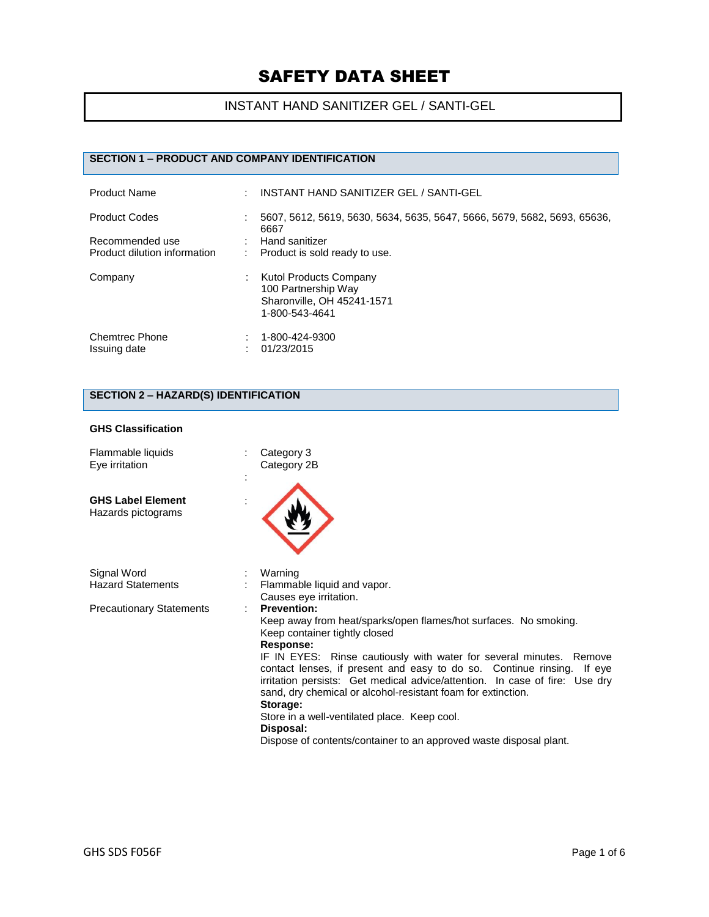# SAFETY DATA SHEET

## INSTANT HAND SANITIZER GEL / SANTI-GEL

### SECTION 1 – PRODUCT AND COMPANY IDENTIFICATION

| | | |
|---|---|---|
| Product Name | : | INSTANT HAND SANITIZER GEL / SANTI-GEL |
| Product Codes | : | 5607, 5612, 5619, 5630, 5634, 5635, 5647, 5666, 5679, 5682, 5693, 65636, 6667 |
| Recommended use | : | Hand sanitizer |
| Product dilution information | : | Product is sold ready to use. |
| Company | : | Kutol Products Company<br>100 Partnership Way<br>Sharonville, OH 45241-1571<br>1-800-543-4641 |
| Chemtrec Phone | : | 1-800-424-9300 |
| Issuing date | : | 01/23/2015 |

### SECTION 2 – HAZARD(S) IDENTIFICATION

**GHS Classification**

| | | |
|---|---|---|
| Flammable liquids | : | Category 3 |
| Eye irritation | : | Category 2B |

**GHS Label Element**

Hazards pictograms :

| | | |
|---|---|---|
| Signal Word | : | Warning |
| Hazard Statements | : | Flammable liquid and vapor.<br>Causes eye irritation. |

Precautionary Statements :

**Prevention:**
Keep away from heat/sparks/open flames/hot surfaces. No smoking.
Keep container tightly closed

**Response:**
IF IN EYES: Rinse cautiously with water for several minutes. Remove contact lenses, if present and easy to do so. Continue rinsing. If eye irritation persists: Get medical advice/attention. In case of fire: Use dry sand, dry chemical or alcohol-resistant foam for extinction.

**Storage:**
Store in a well-ventilated place. Keep cool.

**Disposal:**
Dispose of contents/container to an approved waste disposal plant.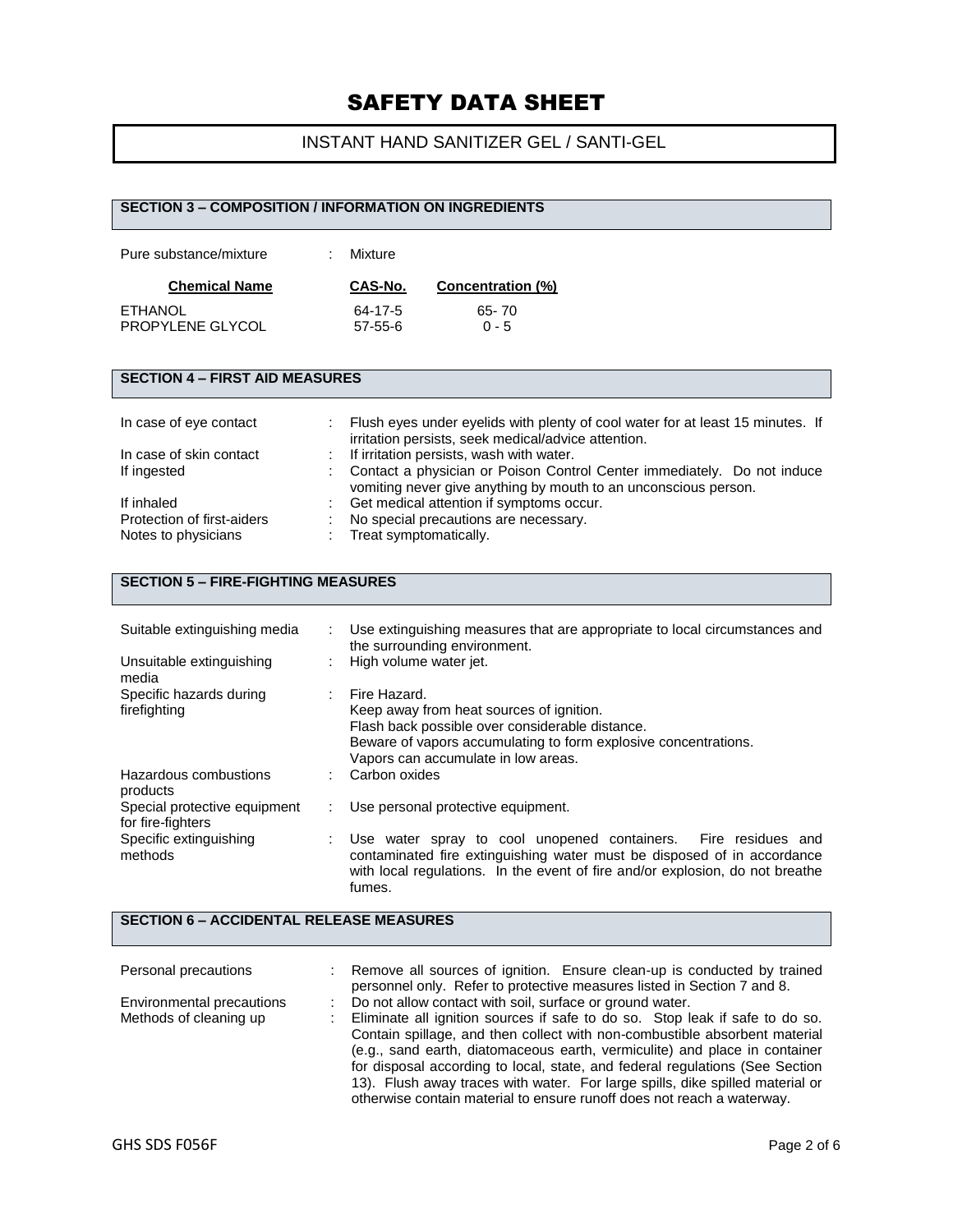# SAFETY DATA SHEET

## INSTANT HAND SANITIZER GEL / SANTI-GEL

### SECTION 3 – COMPOSITION / INFORMATION ON INGREDIENTS

Pure substance/mixture : Mixture

| Chemical Name | CAS-No. | Concentration (%) |
|---|---|---|
| ETHANOL | 64-17-5 | 65- 70 |
| PROPYLENE GLYCOL | 57-55-6 | 0 - 5 |

### SECTION 4 – FIRST AID MEASURES

| | |
|---|---|
| In case of eye contact | : Flush eyes under eyelids with plenty of cool water for at least 15 minutes. If irritation persists, seek medical/advice attention. |
| In case of skin contact | : If irritation persists, wash with water. |
| If ingested | : Contact a physician or Poison Control Center immediately. Do not induce vomiting never give anything by mouth to an unconscious person. |
| If inhaled | : Get medical attention if symptoms occur. |
| Protection of first-aiders | : No special precautions are necessary. |
| Notes to physicians | : Treat symptomatically. |

### SECTION 5 – FIRE-FIGHTING MEASURES

| | |
|---|---|
| Suitable extinguishing media | : Use extinguishing measures that are appropriate to local circumstances and the surrounding environment. |
| Unsuitable extinguishing media | : High volume water jet. |
| Specific hazards during firefighting | : Fire Hazard.<br>Keep away from heat sources of ignition.<br>Flash back possible over considerable distance.<br>Beware of vapors accumulating to form explosive concentrations.<br>Vapors can accumulate in low areas. |
| Hazardous combustions products | : Carbon oxides |
| Special protective equipment for fire-fighters | : Use personal protective equipment. |
| Specific extinguishing methods | : Use water spray to cool unopened containers. Fire residues and contaminated fire extinguishing water must be disposed of in accordance with local regulations. In the event of fire and/or explosion, do not breathe fumes. |

### SECTION 6 – ACCIDENTAL RELEASE MEASURES

| | |
|---|---|
| Personal precautions | : Remove all sources of ignition. Ensure clean-up is conducted by trained personnel only. Refer to protective measures listed in Section 7 and 8. |
| Environmental precautions | : Do not allow contact with soil, surface or ground water. |
| Methods of cleaning up | : Eliminate all ignition sources if safe to do so. Stop leak if safe to do so. Contain spillage, and then collect with non-combustible absorbent material (e.g., sand earth, diatomaceous earth, vermiculite) and place in container for disposal according to local, state, and federal regulations (See Section 13). Flush away traces with water. For large spills, dike spilled material or otherwise contain material to ensure runoff does not reach a waterway. |

GHS SDS F056F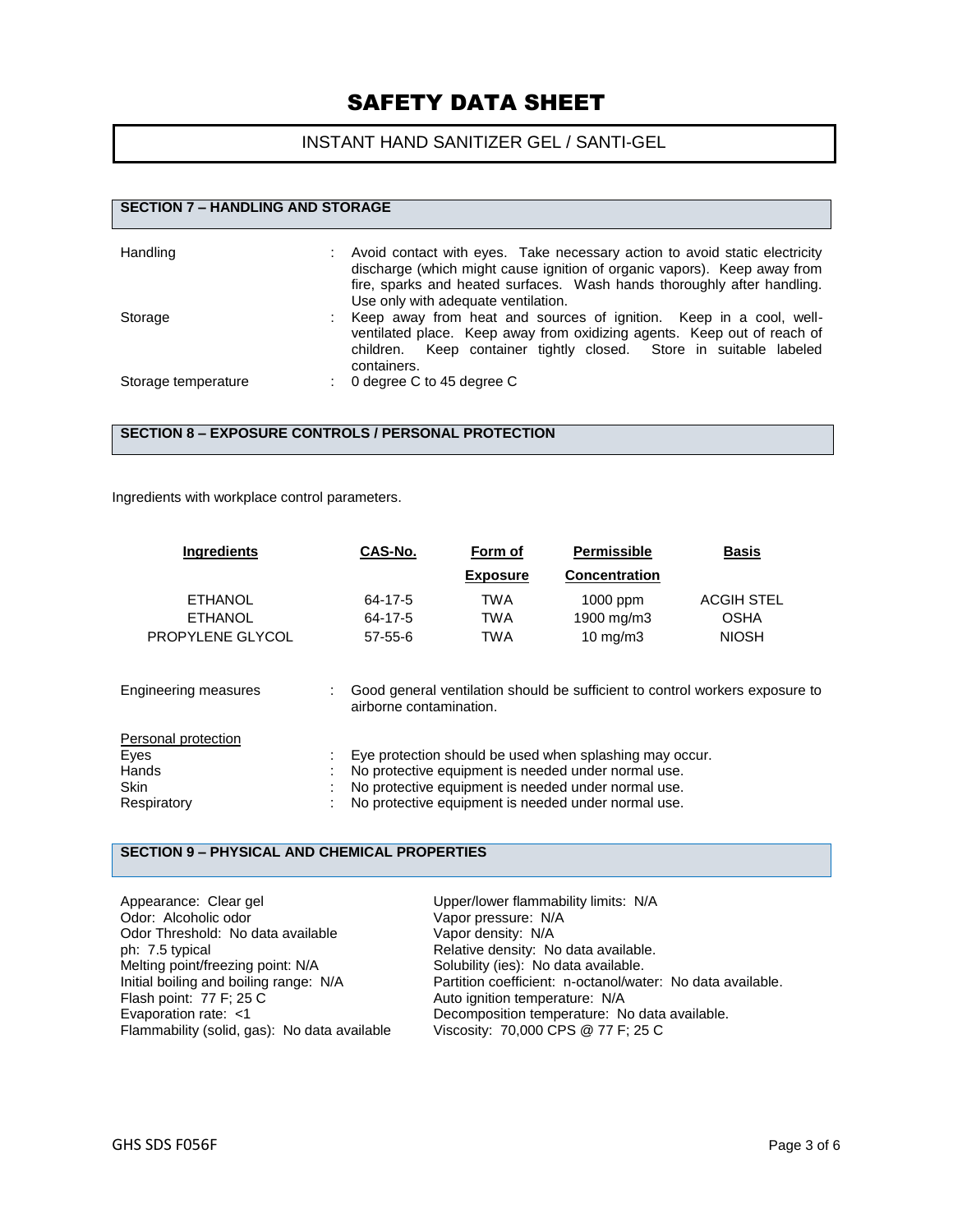# SAFETY DATA SHEET

INSTANT HAND SANITIZER GEL / SANTI-GEL

## SECTION 7 – HANDLING AND STORAGE

| | |
|---|---|
| Handling | : Avoid contact with eyes. Take necessary action to avoid static electricity discharge (which might cause ignition of organic vapors). Keep away from fire, sparks and heated surfaces. Wash hands thoroughly after handling. Use only with adequate ventilation. |
| Storage | : Keep away from heat and sources of ignition. Keep in a cool, well-ventilated place. Keep away from oxidizing agents. Keep out of reach of children. Keep container tightly closed. Store in suitable labeled containers. |
| Storage temperature | : 0 degree C to 45 degree C |

## SECTION 8 – EXPOSURE CONTROLS / PERSONAL PROTECTION

Ingredients with workplace control parameters.

| Ingredients | CAS-No. | Form of Exposure | Permissible Concentration | Basis |
|---|---|---|---|---|
| ETHANOL | 64-17-5 | TWA | 1000 ppm | ACGIH STEL |
| ETHANOL | 64-17-5 | TWA | 1900 mg/m3 | OSHA |
| PROPYLENE GLYCOL | 57-55-6 | TWA | 10 mg/m3 | NIOSH |

| | |
|---|---|
| Engineering measures | : Good general ventilation should be sufficient to control workers exposure to airborne contamination. |

Personal protection

| | |
|---|---|
| Eyes | : Eye protection should be used when splashing may occur. |
| Hands | : No protective equipment is needed under normal use. |
| Skin | : No protective equipment is needed under normal use. |
| Respiratory | : No protective equipment is needed under normal use. |

## SECTION 9 – PHYSICAL AND CHEMICAL PROPERTIES

Appearance: Clear gel
Odor: Alcoholic odor
Odor Threshold: No data available
ph: 7.5 typical
Melting point/freezing point: N/A
Initial boiling and boiling range: N/A
Flash point: 77 F; 25 C
Evaporation rate: <1
Flammability (solid, gas): No data available

Upper/lower flammability limits: N/A
Vapor pressure: N/A
Vapor density: N/A
Relative density: No data available.
Solubility (ies): No data available.
Partition coefficient: n-octanol/water: No data available.
Auto ignition temperature: N/A
Decomposition temperature: No data available.
Viscosity: 70,000 CPS @ 77 F; 25 C

GHS SDS F056F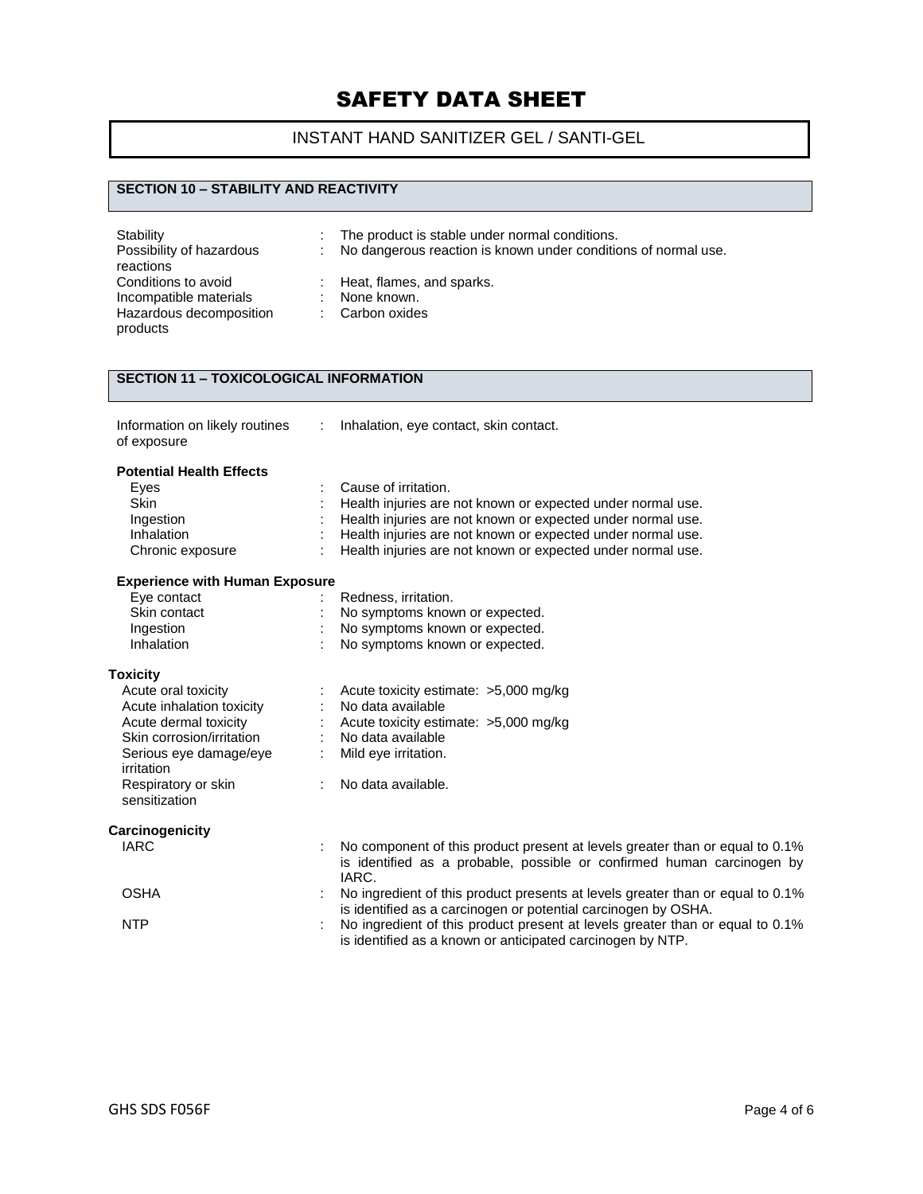# SAFETY DATA SHEET

## INSTANT HAND SANITIZER GEL / SANTI-GEL

### SECTION 10 – STABILITY AND REACTIVITY

| | | |
|---|---|---|
| Stability | : | The product is stable under normal conditions. |
| Possibility of hazardous reactions | : | No dangerous reaction is known under conditions of normal use. |
| Conditions to avoid | : | Heat, flames, and sparks. |
| Incompatible materials | : | None known. |
| Hazardous decomposition products | : | Carbon oxides |

### SECTION 11 – TOXICOLOGICAL INFORMATION

| | | |
|---|---|---|
| Information on likely routines of exposure | : | Inhalation, eye contact, skin contact. |

**Potential Health Effects**

| | | |
|---|---|---|
| Eyes | : | Cause of irritation. |
| Skin | : | Health injuries are not known or expected under normal use. |
| Ingestion | : | Health injuries are not known or expected under normal use. |
| Inhalation | : | Health injuries are not known or expected under normal use. |
| Chronic exposure | : | Health injuries are not known or expected under normal use. |

**Experience with Human Exposure**

| | | |
|---|---|---|
| Eye contact | : | Redness, irritation. |
| Skin contact | : | No symptoms known or expected. |
| Ingestion | : | No symptoms known or expected. |
| Inhalation | : | No symptoms known or expected. |

**Toxicity**

| | | |
|---|---|---|
| Acute oral toxicity | : | Acute toxicity estimate: >5,000 mg/kg |
| Acute inhalation toxicity | : | No data available |
| Acute dermal toxicity | : | Acute toxicity estimate: >5,000 mg/kg |
| Skin corrosion/irritation | : | No data available |
| Serious eye damage/eye irritation | : | Mild eye irritation. |
| Respiratory or skin sensitization | : | No data available. |

**Carcinogenicity**

| | | |
|---|---|---|
| IARC | : | No component of this product present at levels greater than or equal to 0.1% is identified as a probable, possible or confirmed human carcinogen by IARC. |
| OSHA | : | No ingredient of this product presents at levels greater than or equal to 0.1% is identified as a carcinogen or potential carcinogen by OSHA. |
| NTP | : | No ingredient of this product present at levels greater than or equal to 0.1% is identified as a known or anticipated carcinogen by NTP. |

GHS SDS F056F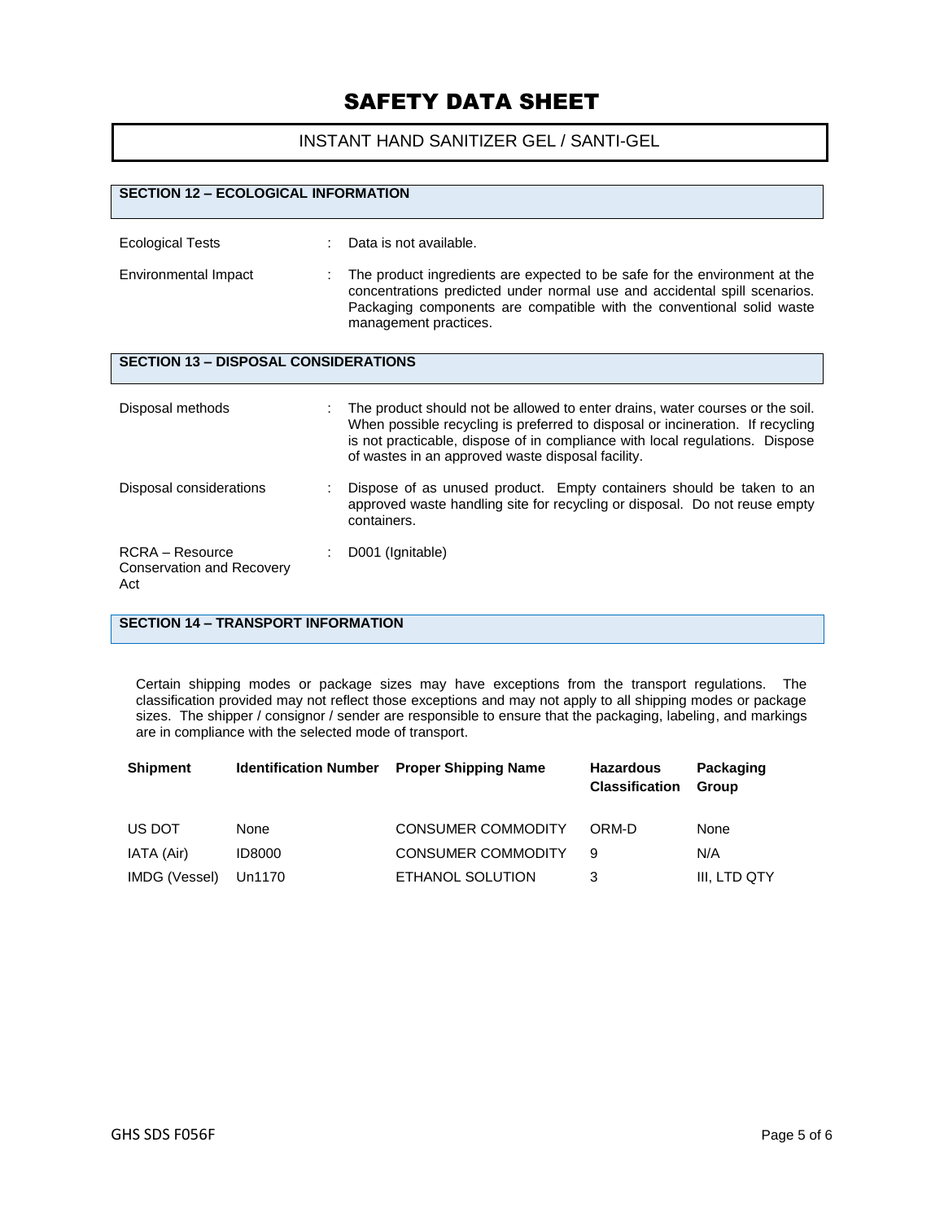# SAFETY DATA SHEET

INSTANT HAND SANITIZER GEL / SANTI-GEL

## SECTION 12 – ECOLOGICAL INFORMATION

| | |
|---|---|
| Ecological Tests | : Data is not available. |
| Environmental Impact | : The product ingredients are expected to be safe for the environment at the concentrations predicted under normal use and accidental spill scenarios. Packaging components are compatible with the conventional solid waste management practices. |

## SECTION 13 – DISPOSAL CONSIDERATIONS

| | |
|---|---|
| Disposal methods | : The product should not be allowed to enter drains, water courses or the soil. When possible recycling is preferred to disposal or incineration. If recycling is not practicable, dispose of in compliance with local regulations. Dispose of wastes in an approved waste disposal facility. |
| Disposal considerations | : Dispose of as unused product. Empty containers should be taken to an approved waste handling site for recycling or disposal. Do not reuse empty containers. |
| RCRA – Resource Conservation and Recovery Act | : D001 (Ignitable) |

## SECTION 14 – TRANSPORT INFORMATION

Certain shipping modes or package sizes may have exceptions from the transport regulations. The classification provided may not reflect those exceptions and may not apply to all shipping modes or package sizes. The shipper / consignor / sender are responsible to ensure that the packaging, labeling, and markings are in compliance with the selected mode of transport.

| Shipment | Identification Number | Proper Shipping Name | Hazardous Classification | Packaging Group |
|---|---|---|---|---|
| US DOT | None | CONSUMER COMMODITY | ORM-D | None |
| IATA (Air) | ID8000 | CONSUMER COMMODITY | 9 | N/A |
| IMDG (Vessel) | Un1170 | ETHANOL SOLUTION | 3 | III, LTD QTY |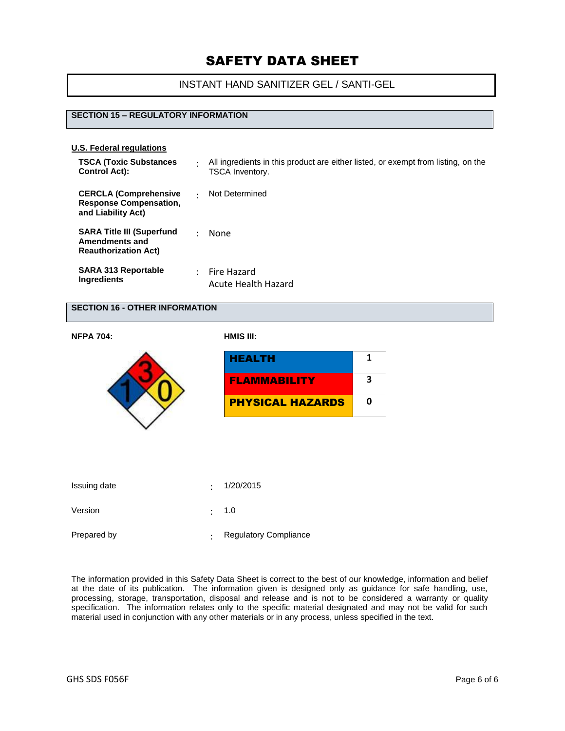# SAFETY DATA SHEET

INSTANT HAND SANITIZER GEL / SANTI-GEL

## SECTION 15 – REGULATORY INFORMATION

**U.S. Federal regulations**

| | | |
|---|---|---|
| **TSCA (Toxic Substances Control Act):** | : | All ingredients in this product are either listed, or exempt from listing, on the TSCA Inventory. |
| **CERCLA (Comprehensive Response Compensation, and Liability Act)** | : | Not Determined |
| **SARA Title III (Superfund Amendments and Reauthorization Act)** | : | None |
| **SARA 313 Reportable Ingredients** | : | Fire Hazard<br>Acute Health Hazard |

## SECTION 16 - OTHER INFORMATION

**NFPA 704:**

3
1
0

**HMIS III:**

| | |
|---|---|
| **HEALTH** | 1 |
| **FLAMMABILITY** | 3 |
| **PHYSICAL HAZARDS** | 0 |

| | | |
|---|---|---|
| Issuing date | : | 1/20/2015 |
| Version | : | 1.0 |
| Prepared by | : | Regulatory Compliance |

The information provided in this Safety Data Sheet is correct to the best of our knowledge, information and belief at the date of its publication. The information given is designed only as guidance for safe handling, use, processing, storage, transportation, disposal and release and is not to be considered a warranty or quality specification. The information relates only to the specific material designated and may not be valid for such material used in conjunction with any other materials or in any process, unless specified in the text.

GHS SDS F056F